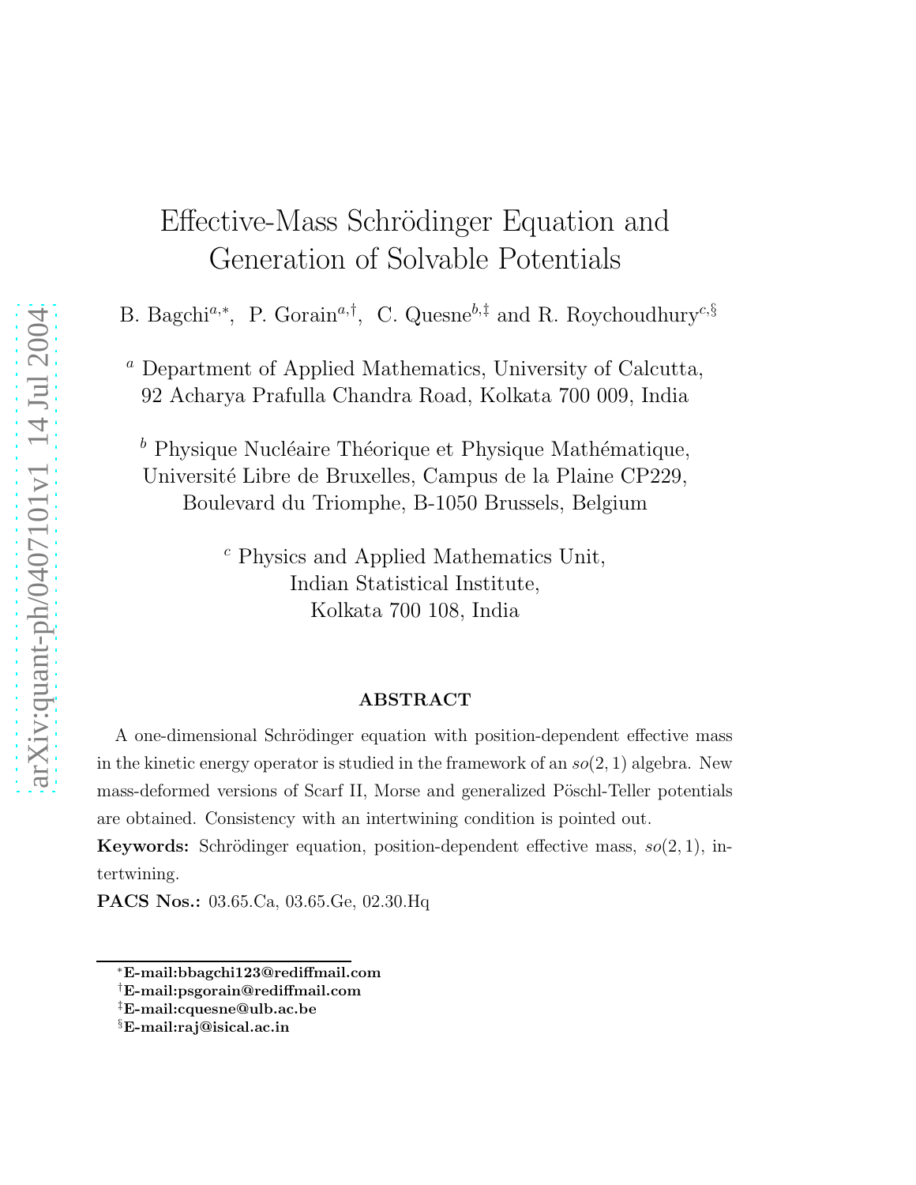# Effective-Mass Schrödinger Equation and Generation of Solvable Potentials

B. Bagchi[a,*], P. Gorain[a,†], C. Quesne[b,‡] and R. Roychoudhury[c,§]

[a] Department of Applied Mathematics, University of Calcutta, 92 Acharya Prafulla Chandra Road, Kolkata 700 009, India

[b] Physique Nucléaire Théorique et Physique Mathématique, Université Libre de Bruxelles, Campus de la Plaine CP229, Boulevard du Triomphe, B-1050 Brussels, Belgium

[c] Physics and Applied Mathematics Unit, Indian Statistical Institute, Kolkata 700 108, India

## ABSTRACT

A one-dimensional Schrödinger equation with position-dependent effective mass in the kinetic energy operator is studied in the framework of an $so(2,1)$ algebra. New mass-deformed versions of Scarf II, Morse and generalized Pöschl-Teller potentials are obtained. Consistency with an intertwining condition is pointed out.

**Keywords:** Schrödinger equation, position-dependent effective mass, $so(2,1)$, intertwining.

**PACS Nos.:** 03.65.Ca, 03.65.Ge, 02.30.Hq

---

[*] **E-mail:bbagchi123@rediffmail.com**
[†] **E-mail:psgorain@rediffmail.com**
[‡] **E-mail:cquesne@ulb.ac.be**
[§] **E-mail:raj@isical.ac.in**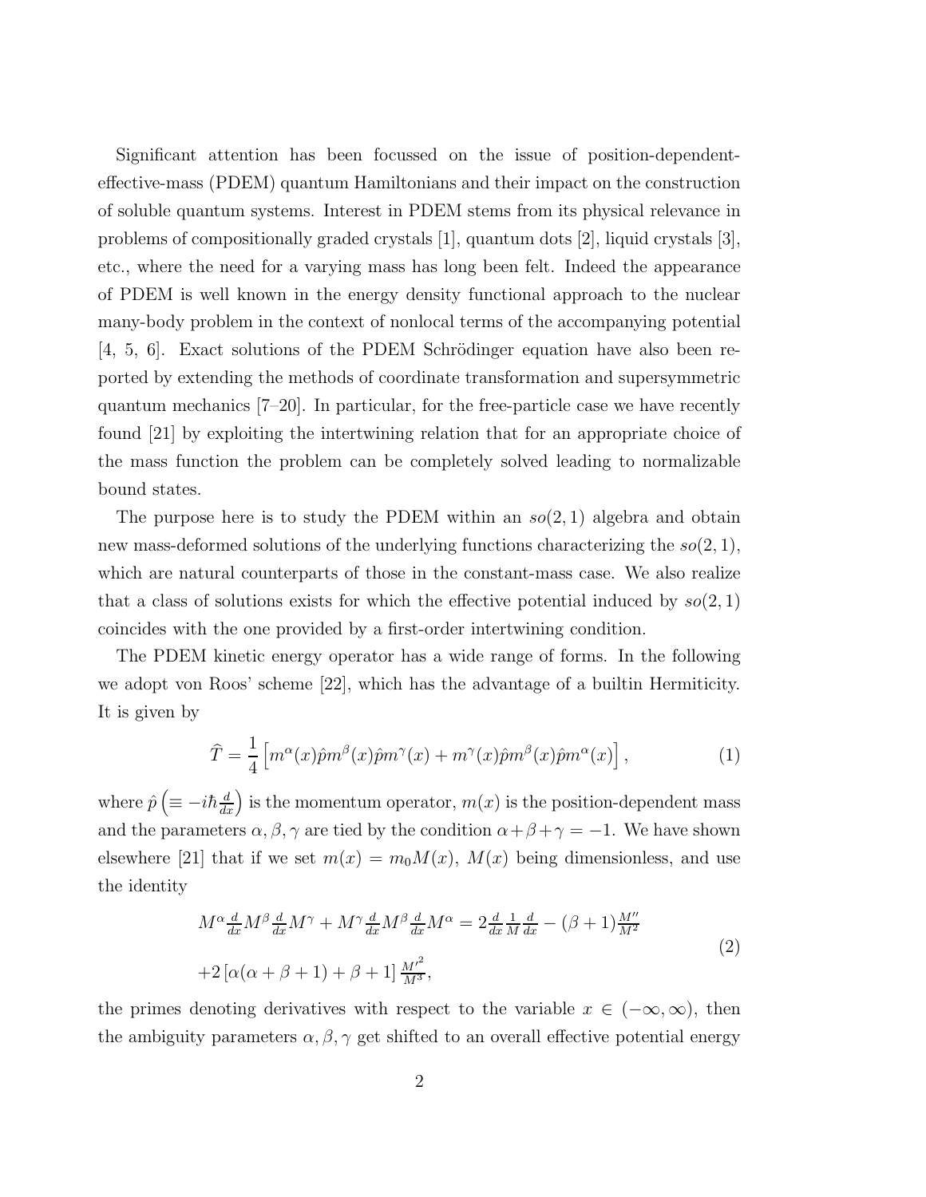Significant attention has been focussed on the issue of position-dependent-effective-mass (PDEM) quantum Hamiltonians and their impact on the construction of soluble quantum systems. Interest in PDEM stems from its physical relevance in problems of compositionally graded crystals [1], quantum dots [2], liquid crystals [3], etc., where the need for a varying mass has long been felt. Indeed the appearance of PDEM is well known in the energy density functional approach to the nuclear many-body problem in the context of nonlocal terms of the accompanying potential [4, 5, 6]. Exact solutions of the PDEM Schrödinger equation have also been reported by extending the methods of coordinate transformation and supersymmetric quantum mechanics [7–20]. In particular, for the free-particle case we have recently found [21] by exploiting the intertwining relation that for an appropriate choice of the mass function the problem can be completely solved leading to normalizable bound states.

The purpose here is to study the PDEM within an $so(2,1)$ algebra and obtain new mass-deformed solutions of the underlying functions characterizing the $so(2,1)$, which are natural counterparts of those in the constant-mass case. We also realize that a class of solutions exists for which the effective potential induced by $so(2,1)$ coincides with the one provided by a first-order intertwining condition.

The PDEM kinetic energy operator has a wide range of forms. In the following we adopt von Roos' scheme [22], which has the advantage of a builtin Hermiticity. It is given by

$$\widehat{T} = \frac{1}{4}\left[m^{\alpha}(x)\hat{p}m^{\beta}(x)\hat{p}m^{\gamma}(x) + m^{\gamma}(x)\hat{p}m^{\beta}(x)\hat{p}m^{\alpha}(x)\right], \tag{1}$$

where $\hat{p}\left(\equiv -i\hbar\frac{d}{dx}\right)$ is the momentum operator, $m(x)$ is the position-dependent mass and the parameters $\alpha, \beta, \gamma$ are tied by the condition $\alpha+\beta+\gamma = -1$. We have shown elsewhere [21] that if we set $m(x) = m_0 M(x)$, $M(x)$ being dimensionless, and use the identity

$$\begin{aligned}
&M^{\alpha}\tfrac{d}{dx}M^{\beta}\tfrac{d}{dx}M^{\gamma} + M^{\gamma}\tfrac{d}{dx}M^{\beta}\tfrac{d}{dx}M^{\alpha} = 2\tfrac{d}{dx}\tfrac{1}{M}\tfrac{d}{dx} - (\beta+1)\tfrac{M''}{M^2} \\
&+2\left[\alpha(\alpha+\beta+1)+\beta+1\right]\tfrac{M'^2}{M^3},
\end{aligned} \tag{2}$$

the primes denoting derivatives with respect to the variable $x \in (-\infty, \infty)$, then the ambiguity parameters $\alpha, \beta, \gamma$ get shifted to an overall effective potential energy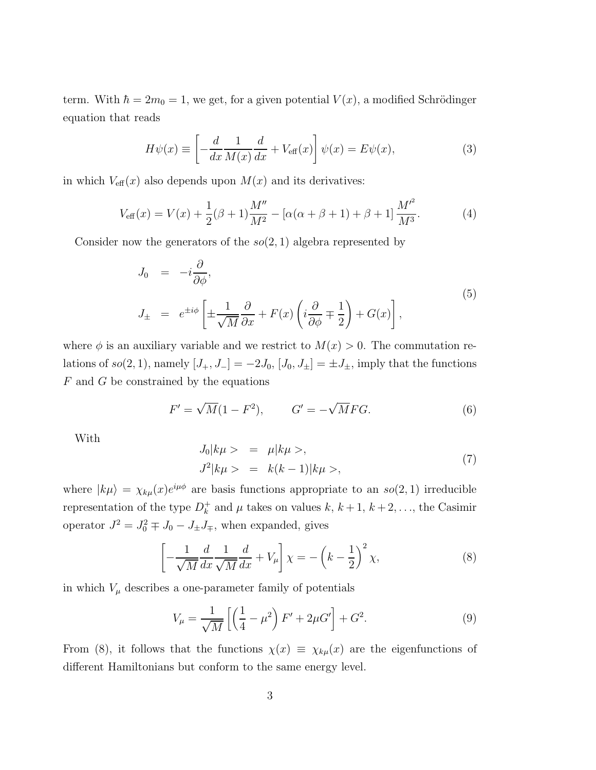term. With $\hbar = 2m_0 = 1$, we get, for a given potential $V(x)$, a modified Schrödinger equation that reads

$$H\psi(x) \equiv \left[ -\frac{d}{dx}\frac{1}{M(x)}\frac{d}{dx} + V_{\text{eff}}(x) \right] \psi(x) = E\psi(x), \tag{3}$$

in which $V_{\text{eff}}(x)$ also depends upon $M(x)$ and its derivatives:

$$V_{\text{eff}}(x) = V(x) + \frac{1}{2}(\beta+1)\frac{M''}{M^2} - [\alpha(\alpha+\beta+1)+\beta+1]\frac{M'^2}{M^3}. \tag{4}$$

Consider now the generators of the $so(2,1)$ algebra represented by

$$\begin{aligned} J_0 &= -i\frac{\partial}{\partial\phi}, \\ J_\pm &= e^{\pm i\phi}\left[ \pm\frac{1}{\sqrt{M}}\frac{\partial}{\partial x} + F(x)\left( i\frac{\partial}{\partial\phi} \mp \frac{1}{2} \right) + G(x) \right], \end{aligned} \tag{5}$$

where $\phi$ is an auxiliary variable and we restrict to $M(x) > 0$. The commutation relations of $so(2,1)$, namely $[J_+, J_-] = -2J_0$, $[J_0, J_\pm] = \pm J_\pm$, imply that the functions $F$ and $G$ be constrained by the equations

$$F' = \sqrt{M}(1-F^2), \qquad G' = -\sqrt{M}FG. \tag{6}$$

With

$$\begin{aligned} J_0|k\mu> &= \mu|k\mu>, \\ J^2|k\mu> &= k(k-1)|k\mu>, \end{aligned} \tag{7}$$

where $|k\mu\rangle = \chi_{k\mu}(x)e^{i\mu\phi}$ are basis functions appropriate to an $so(2,1)$ irreducible representation of the type $D_k^+$ and $\mu$ takes on values $k$, $k+1$, $k+2, \ldots$, the Casimir operator $J^2 = J_0^2 \mp J_0 - J_\pm J_\mp$, when expanded, gives

$$\left[ -\frac{1}{\sqrt{M}}\frac{d}{dx}\frac{1}{\sqrt{M}}\frac{d}{dx} + V_\mu \right]\chi = -\left(k-\frac{1}{2}\right)^2\chi, \tag{8}$$

in which $V_\mu$ describes a one-parameter family of potentials

$$V_\mu = \frac{1}{\sqrt{M}}\left[ \left(\frac{1}{4}-\mu^2\right)F' + 2\mu G' \right] + G^2. \tag{9}$$

From (8), it follows that the functions $\chi(x) \equiv \chi_{k\mu}(x)$ are the eigenfunctions of different Hamiltonians but conform to the same energy level.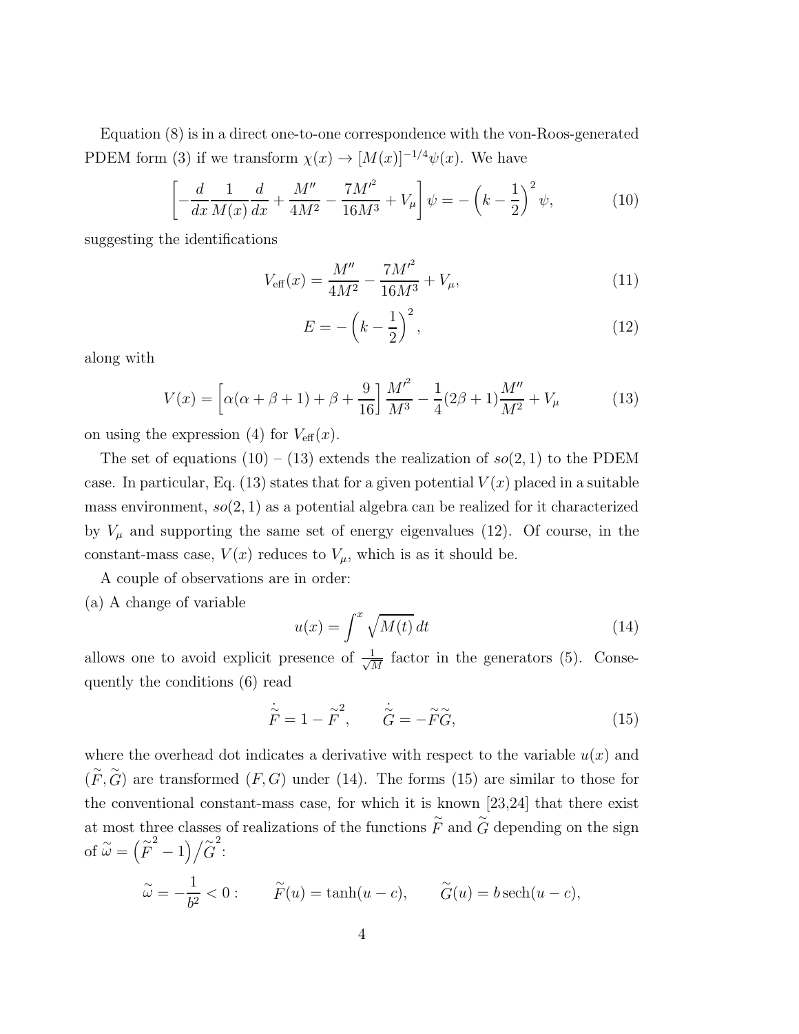Equation (8) is in a direct one-to-one correspondence with the von-Roos-generated PDEM form (3) if we transform $\chi(x) \to [M(x)]^{-1/4}\psi(x)$. We have

$$\left[-\frac{d}{dx}\frac{1}{M(x)}\frac{d}{dx} + \frac{M''}{4M^2} - \frac{7M'^2}{16M^3} + V_\mu\right]\psi = -\left(k - \frac{1}{2}\right)^2 \psi, \tag{10}$$

suggesting the identifications

$$V_{\text{eff}}(x) = \frac{M''}{4M^2} - \frac{7M'^2}{16M^3} + V_\mu, \tag{11}$$

$$E = -\left(k - \frac{1}{2}\right)^2, \tag{12}$$

along with

$$V(x) = \left[\alpha(\alpha + \beta + 1) + \beta + \frac{9}{16}\right]\frac{M'^2}{M^3} - \frac{1}{4}(2\beta + 1)\frac{M''}{M^2} + V_\mu \tag{13}$$

on using the expression (4) for $V_{\text{eff}}(x)$.

The set of equations (10) – (13) extends the realization of $so(2,1)$ to the PDEM case. In particular, Eq. (13) states that for a given potential $V(x)$ placed in a suitable mass environment, $so(2,1)$ as a potential algebra can be realized for it characterized by $V_\mu$ and supporting the same set of energy eigenvalues (12). Of course, in the constant-mass case, $V(x)$ reduces to $V_\mu$, which is as it should be.

A couple of observations are in order:

(a) A change of variable

$$u(x) = \int^x \sqrt{M(t)}\, dt \tag{14}$$

allows one to avoid explicit presence of $\frac{1}{\sqrt{M}}$ factor in the generators (5). Consequently the conditions (6) read

$$\dot{\tilde{F}} = 1 - \tilde{F}^2, \qquad \dot{\tilde{G}} = -\tilde{F}\tilde{G}, \tag{15}$$

where the overhead dot indicates a derivative with respect to the variable $u(x)$ and $(\tilde{F}, \tilde{G})$ are transformed $(F, G)$ under (14). The forms (15) are similar to those for the conventional constant-mass case, for which it is known [23,24] that there exist at most three classes of realizations of the functions $\tilde{F}$ and $\tilde{G}$ depending on the sign of $\tilde{\omega} = \left(\tilde{F}^2 - 1\right)\Big/\tilde{G}^2$:

$$\tilde{\omega} = -\frac{1}{b^2} < 0: \qquad \tilde{F}(u) = \tanh(u - c), \qquad \tilde{G}(u) = b\,\text{sech}(u - c),$$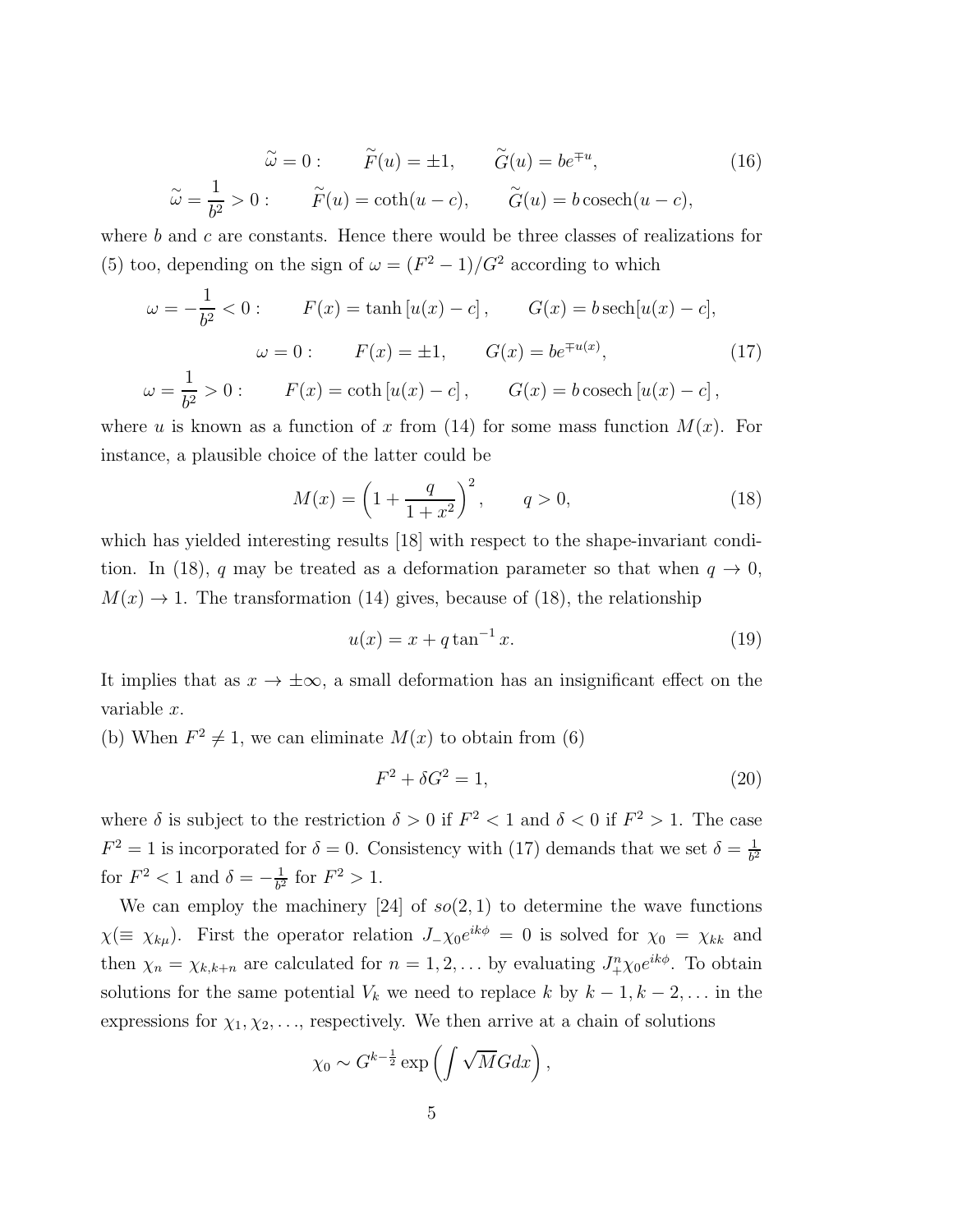$$
\begin{aligned}
\widetilde{\omega} = 0 : \qquad & \widetilde{F}(u) = \pm 1, \qquad \widetilde{G}(u) = be^{\mp u}, \\
\widetilde{\omega} = \frac{1}{b^2} > 0 : \qquad & \widetilde{F}(u) = \coth(u - c), \qquad \widetilde{G}(u) = b\,\mathrm{cosech}(u - c),
\end{aligned}
\tag{16}
$$

where $b$ and $c$ are constants. Hence there would be three classes of realizations for (5) too, depending on the sign of $\omega = (F^2 - 1)/G^2$ according to which

$$
\begin{aligned}
\omega = -\frac{1}{b^2} < 0 : \qquad & F(x) = \tanh\left[u(x) - c\right], \qquad G(x) = b\,\mathrm{sech}[u(x) - c], \\
\omega = 0 : \qquad & F(x) = \pm 1, \qquad G(x) = be^{\mp u(x)}, \\
\omega = \frac{1}{b^2} > 0 : \qquad & F(x) = \coth\left[u(x) - c\right], \qquad G(x) = b\,\mathrm{cosech}\left[u(x) - c\right],
\end{aligned}
\tag{17}
$$

where $u$ is known as a function of $x$ from (14) for some mass function $M(x)$. For instance, a plausible choice of the latter could be

$$
M(x) = \left(1 + \frac{q}{1 + x^2}\right)^2, \qquad q > 0, \tag{18}
$$

which has yielded interesting results [18] with respect to the shape-invariant condition. In (18), $q$ may be treated as a deformation parameter so that when $q \to 0$, $M(x) \to 1$. The transformation (14) gives, because of (18), the relationship

$$
u(x) = x + q \tan^{-1} x. \tag{19}
$$

It implies that as $x \to \pm\infty$, a small deformation has an insignificant effect on the variable $x$.

(b) When $F^2 \neq 1$, we can eliminate $M(x)$ to obtain from (6)

$$
F^2 + \delta G^2 = 1, \tag{20}
$$

where $\delta$ is subject to the restriction $\delta > 0$ if $F^2 < 1$ and $\delta < 0$ if $F^2 > 1$. The case $F^2 = 1$ is incorporated for $\delta = 0$. Consistency with (17) demands that we set $\delta = \frac{1}{b^2}$ for $F^2 < 1$ and $\delta = -\frac{1}{b^2}$ for $F^2 > 1$.

We can employ the machinery [24] of $so(2,1)$ to determine the wave functions $\chi (\equiv \chi_{k\mu})$. First the operator relation $J_- \chi_0 e^{ik\phi} = 0$ is solved for $\chi_0 = \chi_{kk}$ and then $\chi_n = \chi_{k,k+n}$ are calculated for $n = 1, 2, \ldots$ by evaluating $J_+^n \chi_0 e^{ik\phi}$. To obtain solutions for the same potential $V_k$ we need to replace $k$ by $k-1, k-2, \ldots$ in the expressions for $\chi_1, \chi_2, \ldots$, respectively. We then arrive at a chain of solutions

$$
\chi_0 \sim G^{k - \frac{1}{2}} \exp\left( \int \sqrt{M} G dx \right),
$$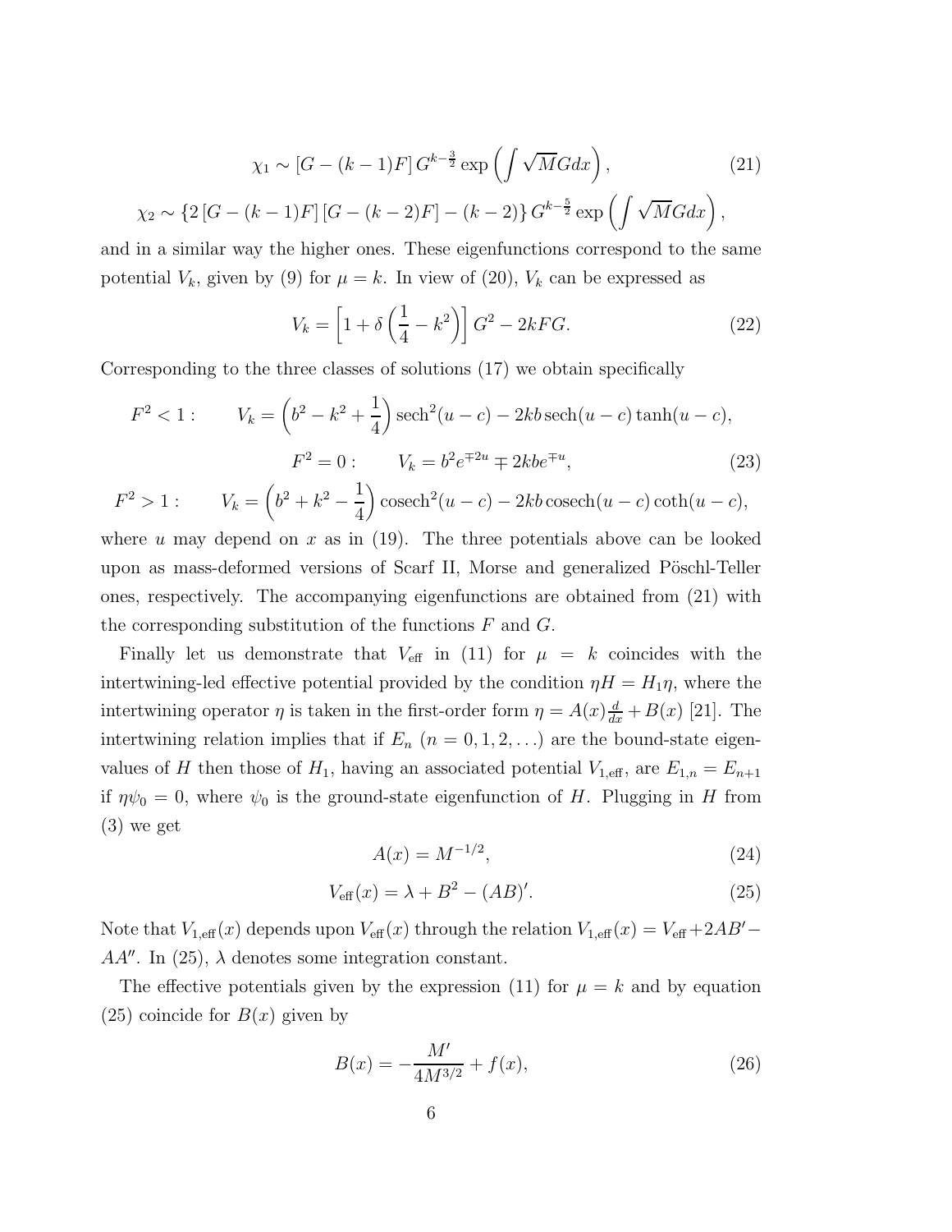$$\chi_1 \sim [G - (k-1)F]\, G^{k-\frac{3}{2}} \exp\left(\int \sqrt{M} G dx\right), \tag{21}$$

$$\chi_2 \sim \{2\,[G-(k-1)F]\,[G-(k-2)F] - (k-2)\}\, G^{k-\frac{5}{2}} \exp\left(\int \sqrt{M} G dx\right),$$

and in a similar way the higher ones. These eigenfunctions correspond to the same potential $V_k$, given by (9) for $\mu = k$. In view of (20), $V_k$ can be expressed as

$$V_k = \left[1 + \delta\left(\frac{1}{4} - k^2\right)\right] G^2 - 2kFG. \tag{22}$$

Corresponding to the three classes of solutions (17) we obtain specifically

$$F^2 < 1: \qquad V_k = \left(b^2 - k^2 + \frac{1}{4}\right) \mathrm{sech}^2(u-c) - 2kb\, \mathrm{sech}(u-c)\tanh(u-c),$$

$$F^2 = 0: \qquad V_k = b^2 e^{\mp 2u} \mp 2kbe^{\mp u}, \tag{23}$$

$$F^2 > 1: \qquad V_k = \left(b^2 + k^2 - \frac{1}{4}\right) \mathrm{cosech}^2(u-c) - 2kb\, \mathrm{cosech}(u-c)\coth(u-c),$$

where $u$ may depend on $x$ as in (19). The three potentials above can be looked upon as mass-deformed versions of Scarf II, Morse and generalized Pöschl-Teller ones, respectively. The accompanying eigenfunctions are obtained from (21) with the corresponding substitution of the functions $F$ and $G$.

Finally let us demonstrate that $V_{\text{eff}}$ in (11) for $\mu = k$ coincides with the intertwining-led effective potential provided by the condition $\eta H = H_1 \eta$, where the intertwining operator $\eta$ is taken in the first-order form $\eta = A(x)\frac{d}{dx} + B(x)$ [21]. The intertwining relation implies that if $E_n$ $(n = 0, 1, 2, \ldots)$ are the bound-state eigenvalues of $H$ then those of $H_1$, having an associated potential $V_{1,\text{eff}}$, are $E_{1,n} = E_{n+1}$ if $\eta\psi_0 = 0$, where $\psi_0$ is the ground-state eigenfunction of $H$. Plugging in $H$ from (3) we get

$$A(x) = M^{-1/2}, \tag{24}$$

$$V_{\text{eff}}(x) = \lambda + B^2 - (AB)'. \tag{25}$$

Note that $V_{1,\text{eff}}(x)$ depends upon $V_{\text{eff}}(x)$ through the relation $V_{1,\text{eff}}(x) = V_{\text{eff}} + 2AB' - AA''$. In (25), $\lambda$ denotes some integration constant.

The effective potentials given by the expression (11) for $\mu = k$ and by equation (25) coincide for $B(x)$ given by

$$B(x) = -\frac{M'}{4M^{3/2}} + f(x), \tag{26}$$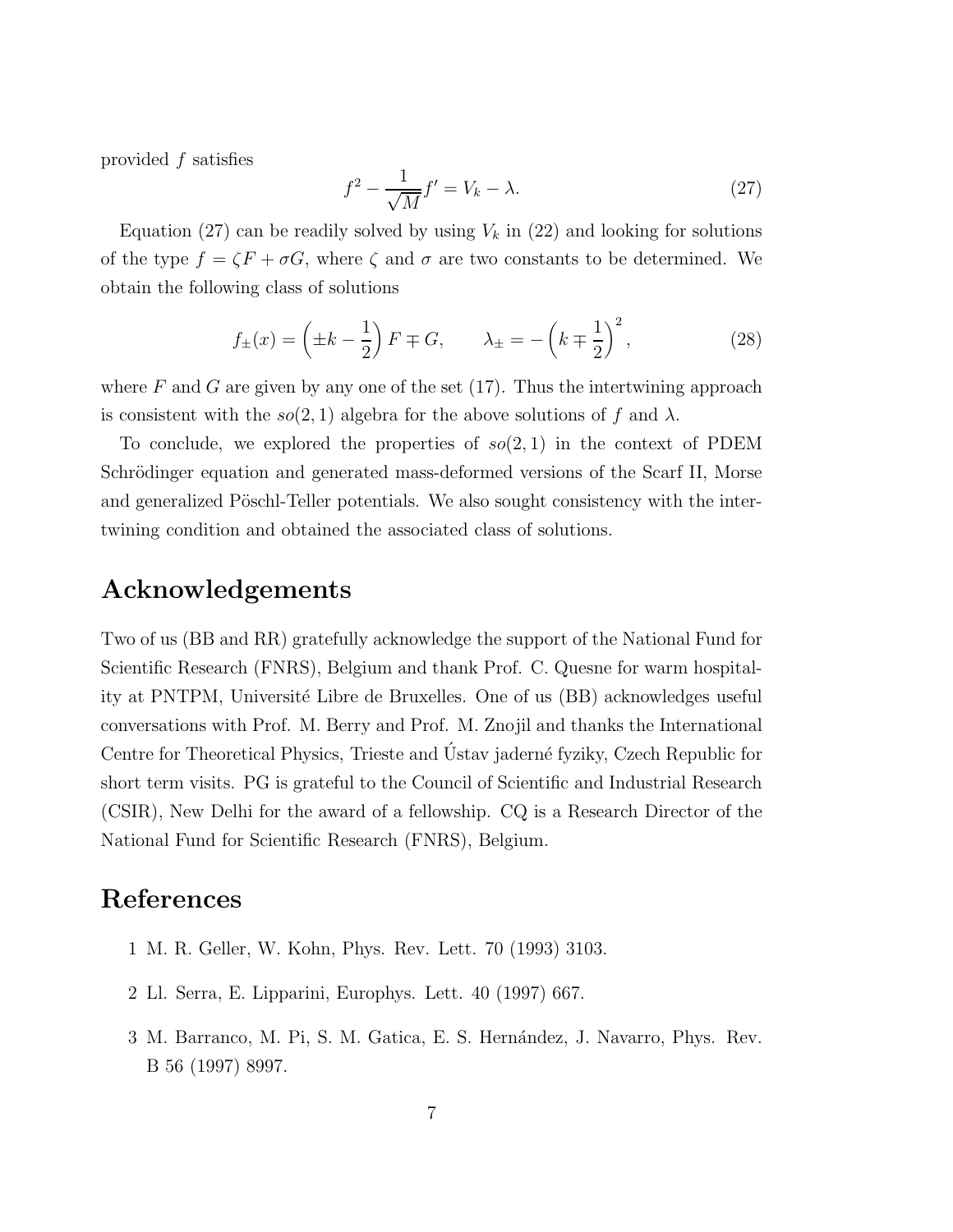provided $f$ satisfies

$$f^2 - \frac{1}{\sqrt{M}} f' = V_k - \lambda. \tag{27}$$

Equation (27) can be readily solved by using $V_k$ in (22) and looking for solutions of the type $f = \zeta F + \sigma G$, where $\zeta$ and $\sigma$ are two constants to be determined. We obtain the following class of solutions

$$f_{\pm}(x) = \left( \pm k - \frac{1}{2} \right) F \mp G, \qquad \lambda_{\pm} = - \left( k \mp \frac{1}{2} \right)^2, \tag{28}$$

where $F$ and $G$ are given by any one of the set (17). Thus the intertwining approach is consistent with the $so(2,1)$ algebra for the above solutions of $f$ and $\lambda$.

To conclude, we explored the properties of $so(2,1)$ in the context of PDEM Schrödinger equation and generated mass-deformed versions of the Scarf II, Morse and generalized Pöschl-Teller potentials. We also sought consistency with the intertwining condition and obtained the associated class of solutions.

## Acknowledgements

Two of us (BB and RR) gratefully acknowledge the support of the National Fund for Scientific Research (FNRS), Belgium and thank Prof. C. Quesne for warm hospitality at PNTPM, Université Libre de Bruxelles. One of us (BB) acknowledges useful conversations with Prof. M. Berry and Prof. M. Znojil and thanks the International Centre for Theoretical Physics, Trieste and Ústav jaderné fyziky, Czech Republic for short term visits. PG is grateful to the Council of Scientific and Industrial Research (CSIR), New Delhi for the award of a fellowship. CQ is a Research Director of the National Fund for Scientific Research (FNRS), Belgium.

## References

1 M. R. Geller, W. Kohn, Phys. Rev. Lett. 70 (1993) 3103.

2 Ll. Serra, E. Lipparini, Europhys. Lett. 40 (1997) 667.

3 M. Barranco, M. Pi, S. M. Gatica, E. S. Hernández, J. Navarro, Phys. Rev. B 56 (1997) 8997.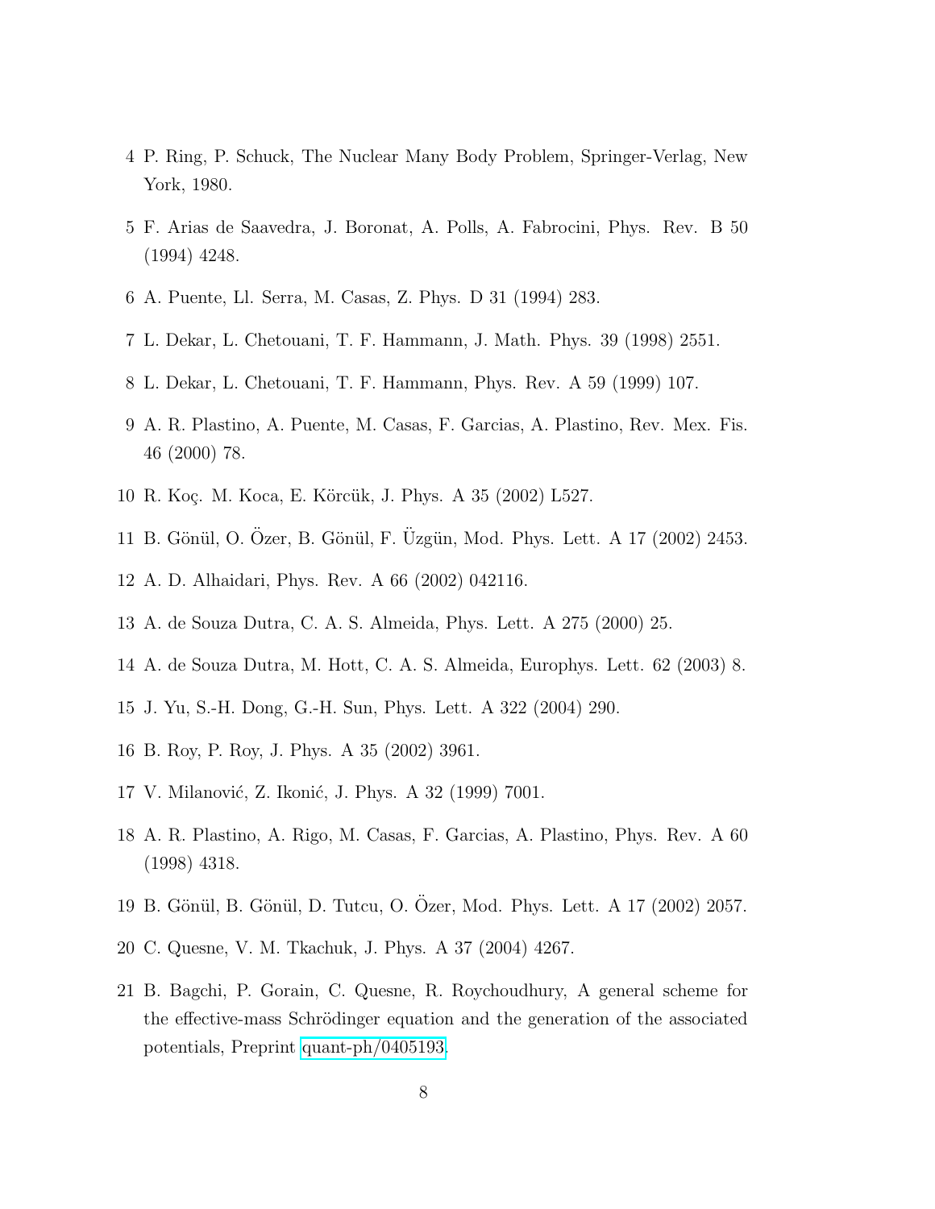4 P. Ring, P. Schuck, The Nuclear Many Body Problem, Springer-Verlag, New York, 1980.

5 F. Arias de Saavedra, J. Boronat, A. Polls, A. Fabrocini, Phys. Rev. B 50 (1994) 4248.

6 A. Puente, Ll. Serra, M. Casas, Z. Phys. D 31 (1994) 283.

7 L. Dekar, L. Chetouani, T. F. Hammann, J. Math. Phys. 39 (1998) 2551.

8 L. Dekar, L. Chetouani, T. F. Hammann, Phys. Rev. A 59 (1999) 107.

9 A. R. Plastino, A. Puente, M. Casas, F. Garcias, A. Plastino, Rev. Mex. Fis. 46 (2000) 78.

10 R. Koç. M. Koca, E. Körcük, J. Phys. A 35 (2002) L527.

11 B. Gönül, O. Özer, B. Gönül, F. Üzgün, Mod. Phys. Lett. A 17 (2002) 2453.

12 A. D. Alhaidari, Phys. Rev. A 66 (2002) 042116.

13 A. de Souza Dutra, C. A. S. Almeida, Phys. Lett. A 275 (2000) 25.

14 A. de Souza Dutra, M. Hott, C. A. S. Almeida, Europhys. Lett. 62 (2003) 8.

15 J. Yu, S.-H. Dong, G.-H. Sun, Phys. Lett. A 322 (2004) 290.

16 B. Roy, P. Roy, J. Phys. A 35 (2002) 3961.

17 V. Milanović, Z. Ikonić, J. Phys. A 32 (1999) 7001.

18 A. R. Plastino, A. Rigo, M. Casas, F. Garcias, A. Plastino, Phys. Rev. A 60 (1998) 4318.

19 B. Gönül, B. Gönül, D. Tutcu, O. Özer, Mod. Phys. Lett. A 17 (2002) 2057.

20 C. Quesne, V. M. Tkachuk, J. Phys. A 37 (2004) 4267.

21 B. Bagchi, P. Gorain, C. Quesne, R. Roychoudhury, A general scheme for the effective-mass Schrödinger equation and the generation of the associated potentials, Preprint quant-ph/0405193.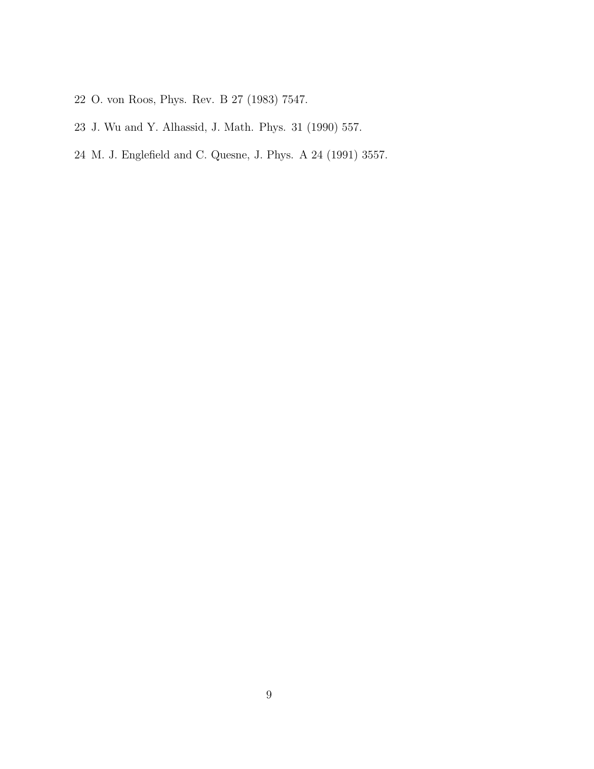22 O. von Roos, Phys. Rev. B 27 (1983) 7547.

23 J. Wu and Y. Alhassid, J. Math. Phys. 31 (1990) 557.

24 M. J. Englefield and C. Quesne, J. Phys. A 24 (1991) 3557.